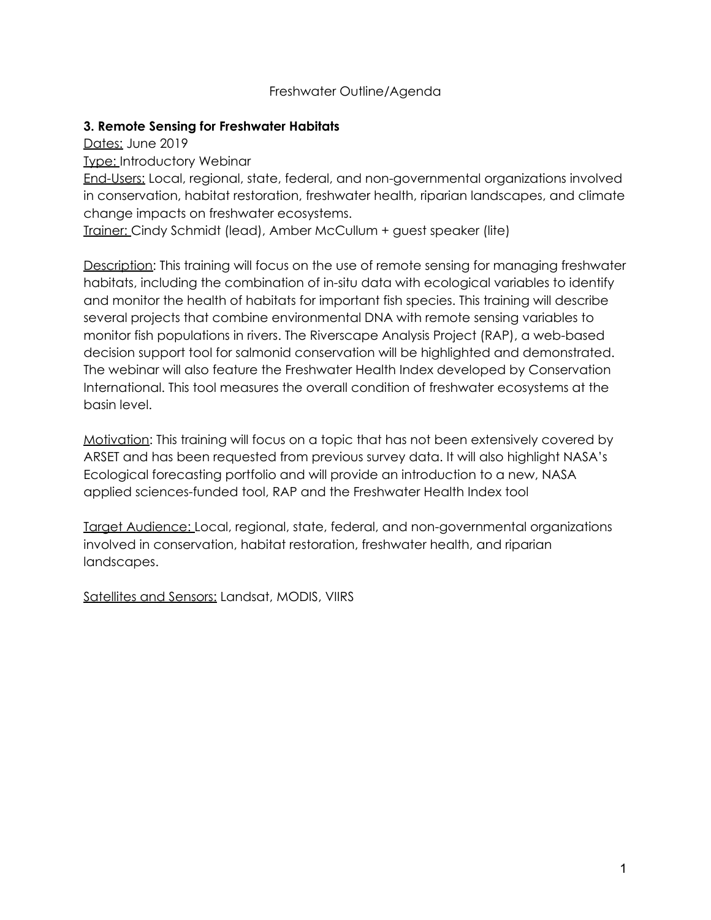Freshwater Outline/Agenda

**3. Remote Sensing for Freshwater Habitats**

Dates: June 2019

Type: Introductory Webinar

End-Users: Local, regional, state, federal, and non-governmental organizations involved in conservation, habitat restoration, freshwater health, riparian landscapes, and climate change impacts on freshwater ecosystems.

Trainer: Cindy Schmidt (lead), Amber McCullum + guest speaker (lite)

Description: This training will focus on the use of remote sensing for managing freshwater habitats, including the combination of in-situ data with ecological variables to identify and monitor the health of habitats for important fish species. This training will describe several projects that combine environmental DNA with remote sensing variables to monitor fish populations in rivers. The Riverscape Analysis Project (RAP), a web-based decision support tool for salmonid conservation will be highlighted and demonstrated. The webinar will also feature the Freshwater Health Index developed by Conservation International. This tool measures the overall condition of freshwater ecosystems at the basin level.

Motivation: This training will focus on a topic that has not been extensively covered by ARSET and has been requested from previous survey data. It will also highlight NASA's Ecological forecasting portfolio and will provide an introduction to a new, NASA applied sciences-funded tool, RAP and the Freshwater Health Index tool

Target Audience: Local, regional, state, federal, and non-governmental organizations involved in conservation, habitat restoration, freshwater health, and riparian landscapes.

Satellites and Sensors: Landsat, MODIS, VIIRS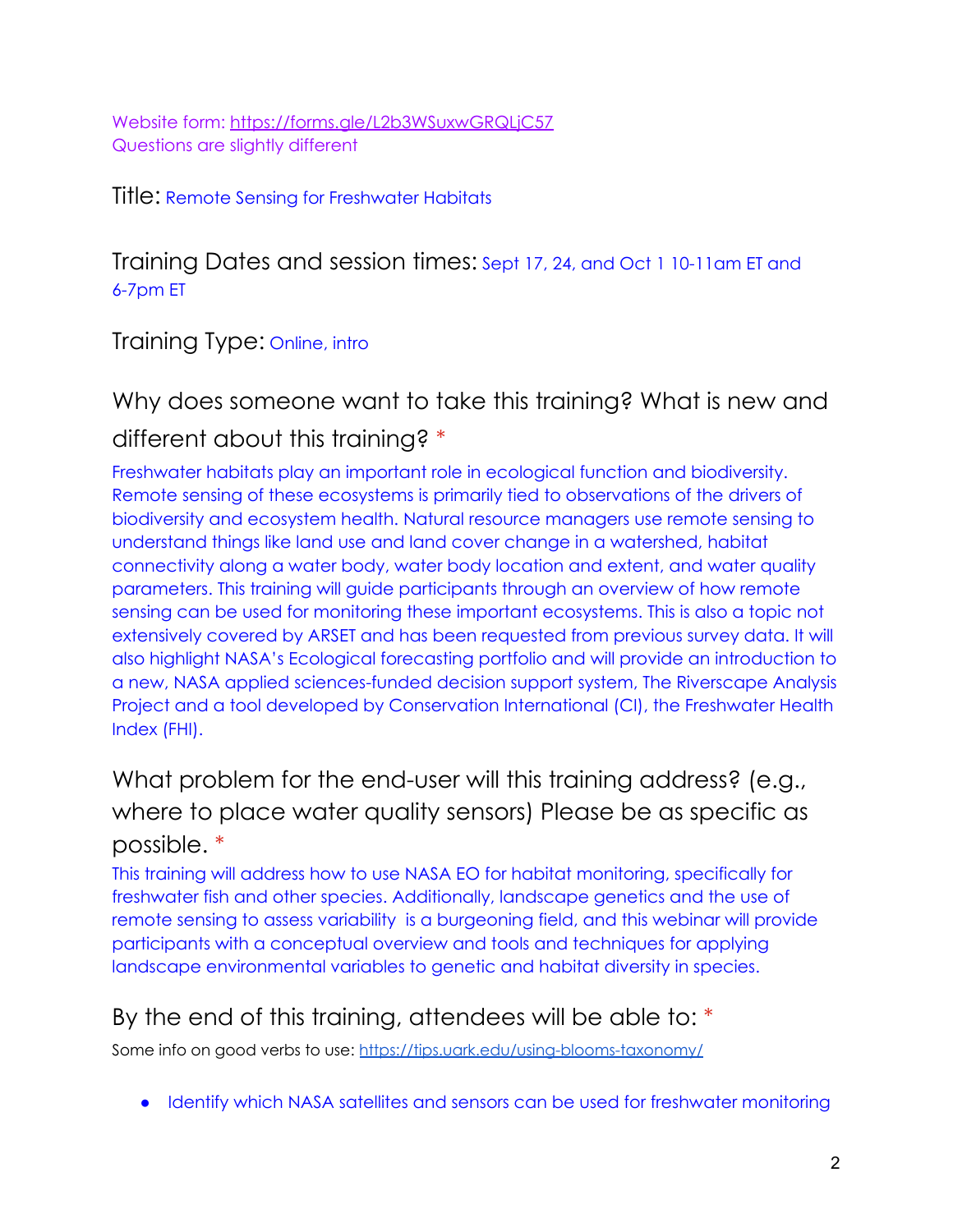Website form: [https://forms.gle/L2b3WSuxwGRQLjC57](https://forms.gle/L2b3WSuxwGRQLjC57)
Questions are slightly different

Title: Remote Sensing for Freshwater Habitats

Training Dates and session times: Sept 17, 24, and Oct 1 10-11am ET and 6-7pm ET

Training Type: Online, intro

## Why does someone want to take this training? What is new and different about this training? *

Freshwater habitats play an important role in ecological function and biodiversity. Remote sensing of these ecosystems is primarily tied to observations of the drivers of biodiversity and ecosystem health. Natural resource managers use remote sensing to understand things like land use and land cover change in a watershed, habitat connectivity along a water body, water body location and extent, and water quality parameters. This training will guide participants through an overview of how remote sensing can be used for monitoring these important ecosystems. This is also a topic not extensively covered by ARSET and has been requested from previous survey data. It will also highlight NASA's Ecological forecasting portfolio and will provide an introduction to a new, NASA applied sciences-funded decision support system, The Riverscape Analysis Project and a tool developed by Conservation International (CI), the Freshwater Health Index (FHI).

## What problem for the end-user will this training address? (e.g., where to place water quality sensors) Please be as specific as possible. *

This training will address how to use NASA EO for habitat monitoring, specifically for freshwater fish and other species. Additionally, landscape genetics and the use of remote sensing to assess variability is a burgeoning field, and this webinar will provide participants with a conceptual overview and tools and techniques for applying landscape environmental variables to genetic and habitat diversity in species.

## By the end of this training, attendees will be able to: *

Some info on good verbs to use: [https://tips.uark.edu/using-blooms-taxonomy/](https://tips.uark.edu/using-blooms-taxonomy/)

- Identify which NASA satellites and sensors can be used for freshwater monitoring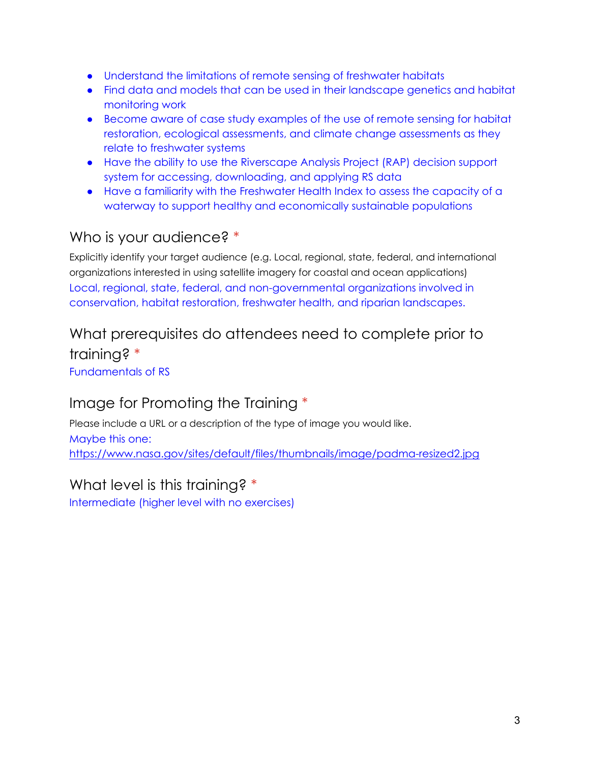- Understand the limitations of remote sensing of freshwater habitats
- Find data and models that can be used in their landscape genetics and habitat monitoring work
- Become aware of case study examples of the use of remote sensing for habitat restoration, ecological assessments, and climate change assessments as they relate to freshwater systems
- Have the ability to use the Riverscape Analysis Project (RAP) decision support system for accessing, downloading, and applying RS data
- Have a familiarity with the Freshwater Health Index to assess the capacity of a waterway to support healthy and economically sustainable populations

## Who is your audience? *

Explicitly identify your target audience (e.g. Local, regional, state, federal, and international organizations interested in using satellite imagery for coastal and ocean applications)

Local, regional, state, federal, and non-governmental organizations involved in conservation, habitat restoration, freshwater health, and riparian landscapes.

## What prerequisites do attendees need to complete prior to training? *

Fundamentals of RS

## Image for Promoting the Training *

Please include a URL or a description of the type of image you would like.

Maybe this one:
https://www.nasa.gov/sites/default/files/thumbnails/image/padma-resized2.jpg

## What level is this training? *

Intermediate (higher level with no exercises)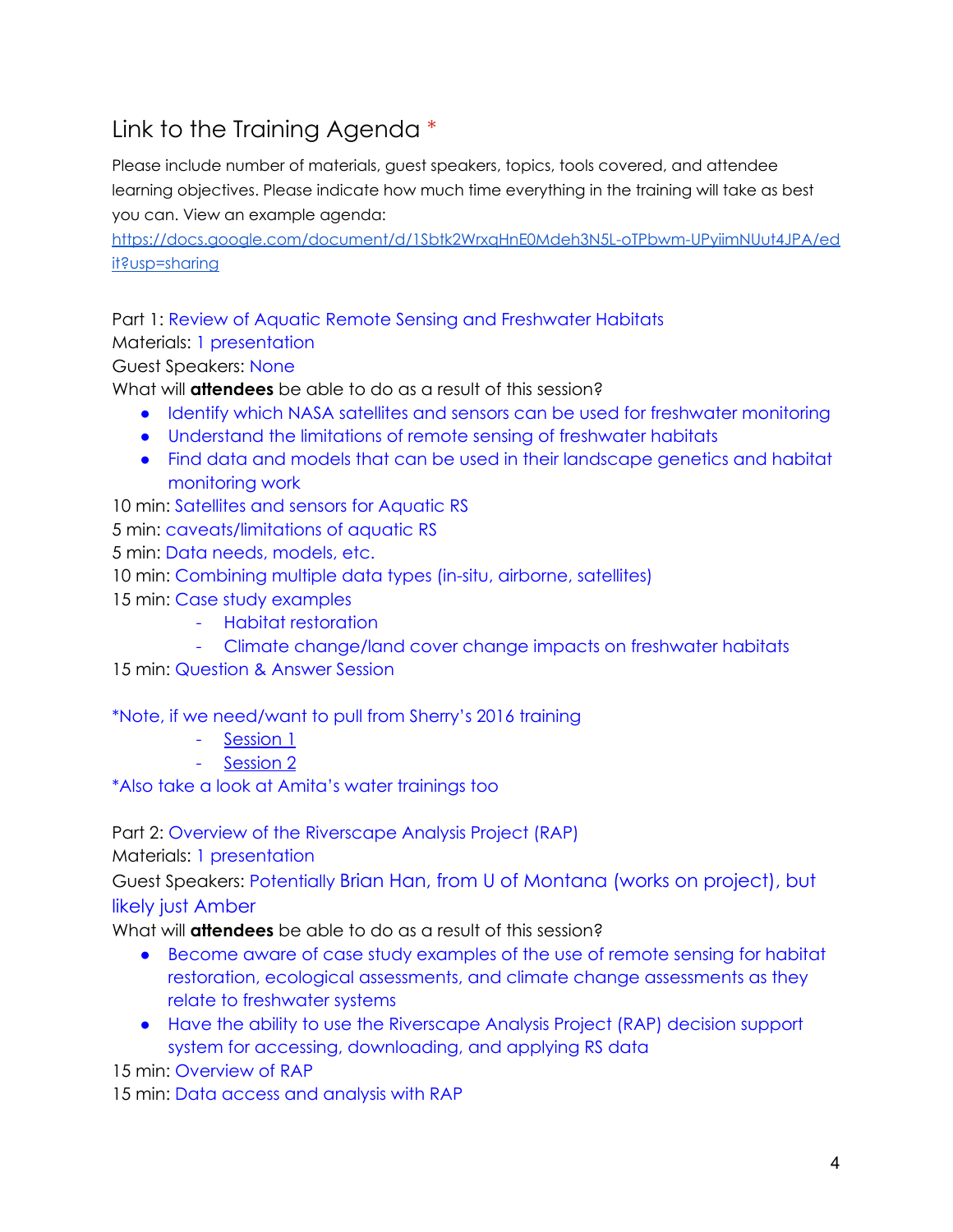## Link to the Training Agenda *

Please include number of materials, guest speakers, topics, tools covered, and attendee learning objectives. Please indicate how much time everything in the training will take as best you can. View an example agenda: https://docs.google.com/document/d/1Sbtk2WrxqHnE0Mdeh3N5L-oTPbwm-UPyiimNUut4JPA/edit?usp=sharing

Part 1: Review of Aquatic Remote Sensing and Freshwater Habitats
Materials: 1 presentation
Guest Speakers: None
What will **attendees** be able to do as a result of this session?

- Identify which NASA satellites and sensors can be used for freshwater monitoring
- Understand the limitations of remote sensing of freshwater habitats
- Find data and models that can be used in their landscape genetics and habitat monitoring work

10 min: Satellites and sensors for Aquatic RS
5 min: caveats/limitations of aquatic RS
5 min: Data needs, models, etc.
10 min: Combining multiple data types (in-situ, airborne, satellites)
15 min: Case study examples

- Habitat restoration
- Climate change/land cover change impacts on freshwater habitats

15 min: Question & Answer Session

*Note, if we need/want to pull from Sherry's 2016 training

- Session 1
- Session 2

*Also take a look at Amita's water trainings too

Part 2: Overview of the Riverscape Analysis Project (RAP)
Materials: 1 presentation
Guest Speakers: Potentially Brian Han, from U of Montana (works on project), but likely just Amber
What will **attendees** be able to do as a result of this session?

- Become aware of case study examples of the use of remote sensing for habitat restoration, ecological assessments, and climate change assessments as they relate to freshwater systems
- Have the ability to use the Riverscape Analysis Project (RAP) decision support system for accessing, downloading, and applying RS data

15 min: Overview of RAP
15 min: Data access and analysis with RAP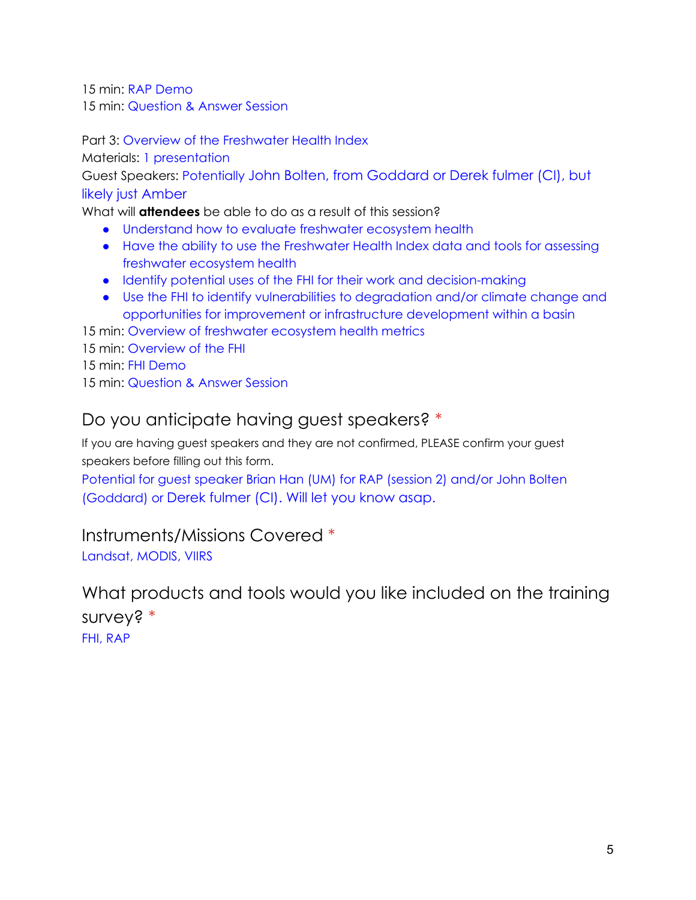15 min: RAP Demo
15 min: Question & Answer Session

Part 3: Overview of the Freshwater Health Index
Materials: 1 presentation
Guest Speakers: Potentially John Bolten, from Goddard or Derek fulmer (CI), but likely just Amber
What will **attendees** be able to do as a result of this session?

- Understand how to evaluate freshwater ecosystem health
- Have the ability to use the Freshwater Health Index data and tools for assessing freshwater ecosystem health
- Identify potential uses of the FHI for their work and decision-making
- Use the FHI to identify vulnerabilities to degradation and/or climate change and opportunities for improvement or infrastructure development within a basin

15 min: Overview of freshwater ecosystem health metrics
15 min: Overview of the FHI
15 min: FHI Demo
15 min: Question & Answer Session

## Do you anticipate having guest speakers? *

If you are having guest speakers and they are not confirmed, PLEASE confirm your guest speakers before filling out this form.

Potential for guest speaker Brian Han (UM) for RAP (session 2) and/or John Bolten (Goddard) or Derek fulmer (CI). Will let you know asap.

## Instruments/Missions Covered *

Landsat, MODIS, VIIRS

## What products and tools would you like included on the training survey? *

FHI, RAP